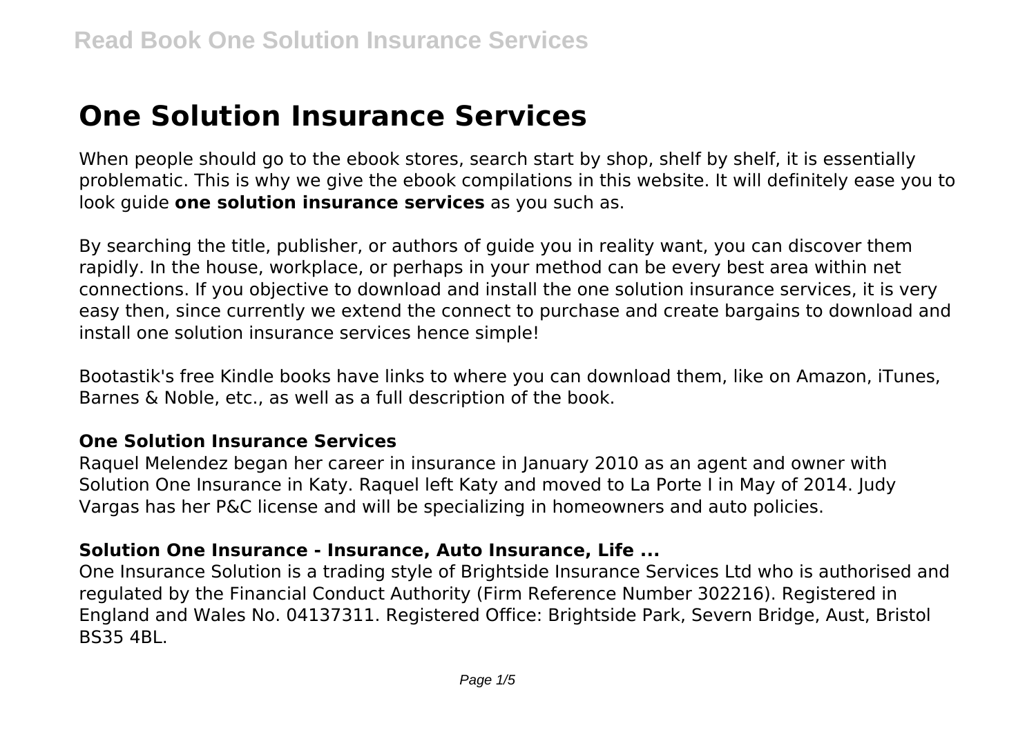# One Solution Insurance Services

When people should go to the ebook stores, search start by shop, shelf by shelf, it is essentially problematic. This is why we give the ebook compilations in this website. It will definitely ease you to look guide **one solution insurance services** as you such as.

By searching the title, publisher, or authors of guide you in reality want, you can discover them rapidly. In the house, workplace, or perhaps in your method can be every best area within net connections. If you objective to download and install the one solution insurance services, it is very easy then, since currently we extend the connect to purchase and create bargains to download and install one solution insurance services hence simple!

Bootastik's free Kindle books have links to where you can download them, like on Amazon, iTunes, Barnes & Noble, etc., as well as a full description of the book.

### One Solution Insurance Services

Raquel Melendez began her career in insurance in January 2010 as an agent and owner with Solution One Insurance in Katy. Raquel left Katy and moved to La Porte I in May of 2014. Judy Vargas has her P&C license and will be specializing in homeowners and auto policies.

### Solution One Insurance - Insurance, Auto Insurance, Life ...

One Insurance Solution is a trading style of Brightside Insurance Services Ltd who is authorised and regulated by the Financial Conduct Authority (Firm Reference Number 302216). Registered in England and Wales No. 04137311. Registered Office: Brightside Park, Severn Bridge, Aust, Bristol BS35 4BL.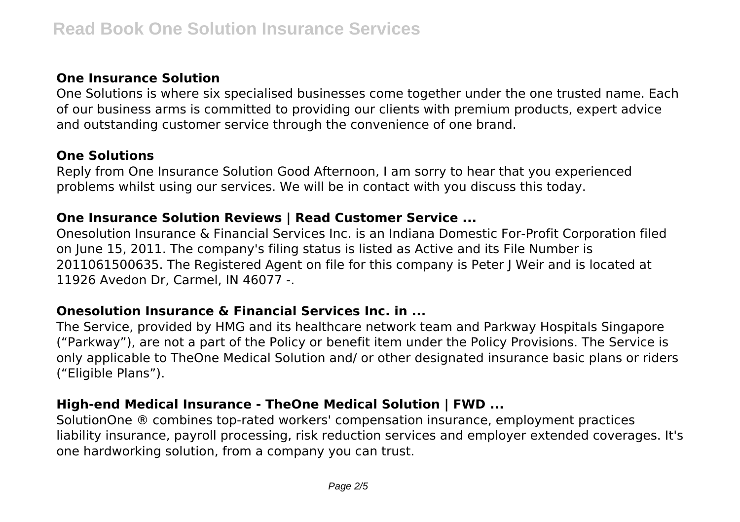### One Insurance Solution

One Solutions is where six specialised businesses come together under the one trusted name. Each of our business arms is committed to providing our clients with premium products, expert advice and outstanding customer service through the convenience of one brand.

### One Solutions

Reply from One Insurance Solution Good Afternoon, I am sorry to hear that you experienced problems whilst using our services. We will be in contact with you discuss this today.

### One Insurance Solution Reviews | Read Customer Service ...

Onesolution Insurance & Financial Services Inc. is an Indiana Domestic For-Profit Corporation filed on June 15, 2011. The company's filing status is listed as Active and its File Number is 2011061500635. The Registered Agent on file for this company is Peter J Weir and is located at 11926 Avedon Dr, Carmel, IN 46077 -.

### Onesolution Insurance & Financial Services Inc. in ...

The Service, provided by HMG and its healthcare network team and Parkway Hospitals Singapore ("Parkway"), are not a part of the Policy or benefit item under the Policy Provisions. The Service is only applicable to TheOne Medical Solution and/ or other designated insurance basic plans or riders ("Eligible Plans").

### High-end Medical Insurance - TheOne Medical Solution | FWD ...

SolutionOne ® combines top-rated workers' compensation insurance, employment practices liability insurance, payroll processing, risk reduction services and employer extended coverages. It's one hardworking solution, from a company you can trust.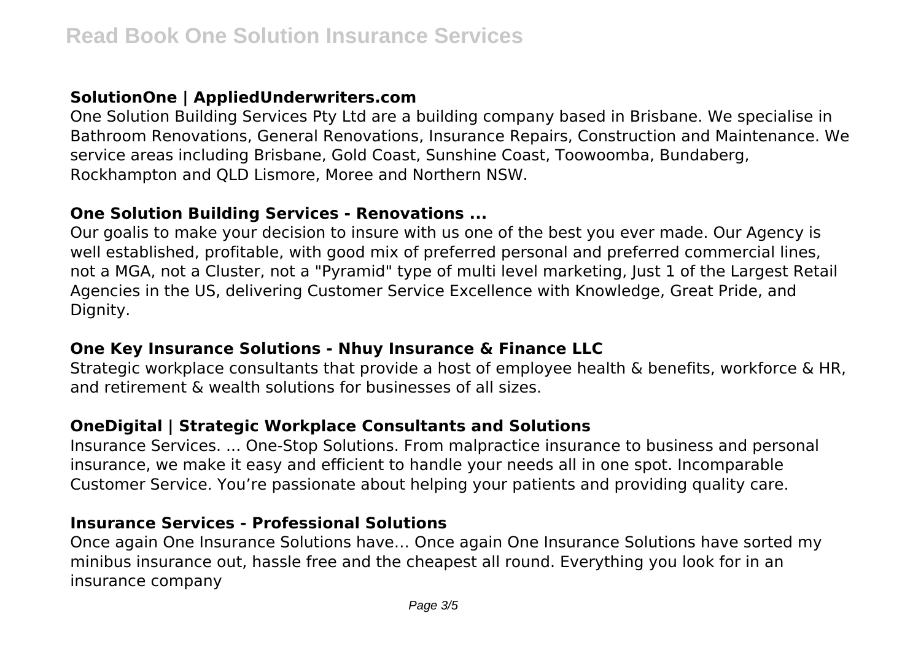## SolutionOne | AppliedUnderwriters.com

One Solution Building Services Pty Ltd are a building company based in Brisbane. We specialise in Bathroom Renovations, General Renovations, Insurance Repairs, Construction and Maintenance. We service areas including Brisbane, Gold Coast, Sunshine Coast, Toowoomba, Bundaberg, Rockhampton and QLD Lismore, Moree and Northern NSW.

## One Solution Building Services - Renovations ...

Our goalis to make your decision to insure with us one of the best you ever made. Our Agency is well established, profitable, with good mix of preferred personal and preferred commercial lines, not a MGA, not a Cluster, not a "Pyramid" type of multi level marketing, Just 1 of the Largest Retail Agencies in the US, delivering Customer Service Excellence with Knowledge, Great Pride, and Dignity.

## One Key Insurance Solutions - Nhuy Insurance & Finance LLC

Strategic workplace consultants that provide a host of employee health & benefits, workforce & HR, and retirement & wealth solutions for businesses of all sizes.

## OneDigital | Strategic Workplace Consultants and Solutions

Insurance Services. ... One-Stop Solutions. From malpractice insurance to business and personal insurance, we make it easy and efficient to handle your needs all in one spot. Incomparable Customer Service. You're passionate about helping your patients and providing quality care.

## Insurance Services - Professional Solutions

Once again One Insurance Solutions have… Once again One Insurance Solutions have sorted my minibus insurance out, hassle free and the cheapest all round. Everything you look for in an insurance company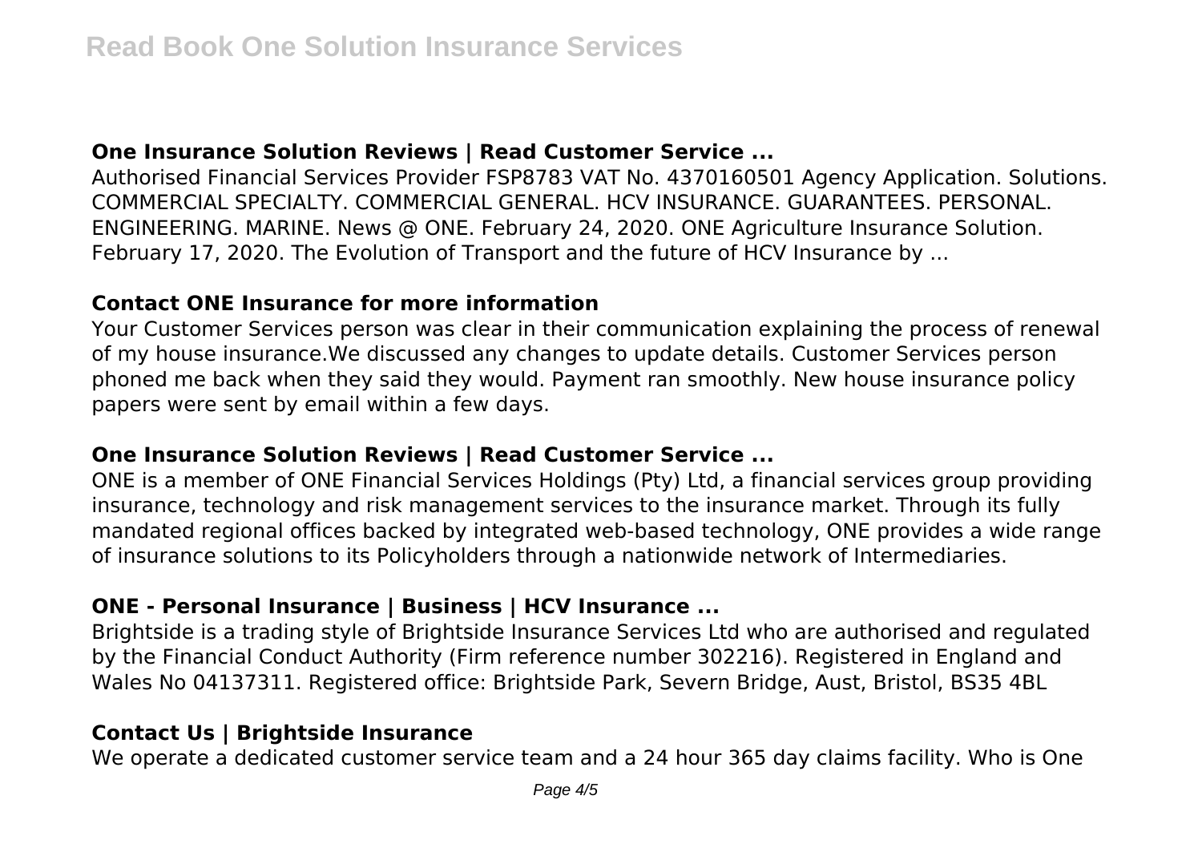### One Insurance Solution Reviews | Read Customer Service ...

Authorised Financial Services Provider FSP8783 VAT No. 4370160501 Agency Application. Solutions. COMMERCIAL SPECIALTY. COMMERCIAL GENERAL. HCV INSURANCE. GUARANTEES. PERSONAL. ENGINEERING. MARINE. News @ ONE. February 24, 2020. ONE Agriculture Insurance Solution. February 17, 2020. The Evolution of Transport and the future of HCV Insurance by ...

### Contact ONE Insurance for more information

Your Customer Services person was clear in their communication explaining the process of renewal of my house insurance.We discussed any changes to update details. Customer Services person phoned me back when they said they would. Payment ran smoothly. New house insurance policy papers were sent by email within a few days.

### One Insurance Solution Reviews | Read Customer Service ...

ONE is a member of ONE Financial Services Holdings (Pty) Ltd, a financial services group providing insurance, technology and risk management services to the insurance market. Through its fully mandated regional offices backed by integrated web-based technology, ONE provides a wide range of insurance solutions to its Policyholders through a nationwide network of Intermediaries.

### ONE - Personal Insurance | Business | HCV Insurance ...

Brightside is a trading style of Brightside Insurance Services Ltd who are authorised and regulated by the Financial Conduct Authority (Firm reference number 302216). Registered in England and Wales No 04137311. Registered office: Brightside Park, Severn Bridge, Aust, Bristol, BS35 4BL

### Contact Us | Brightside Insurance

We operate a dedicated customer service team and a 24 hour 365 day claims facility. Who is One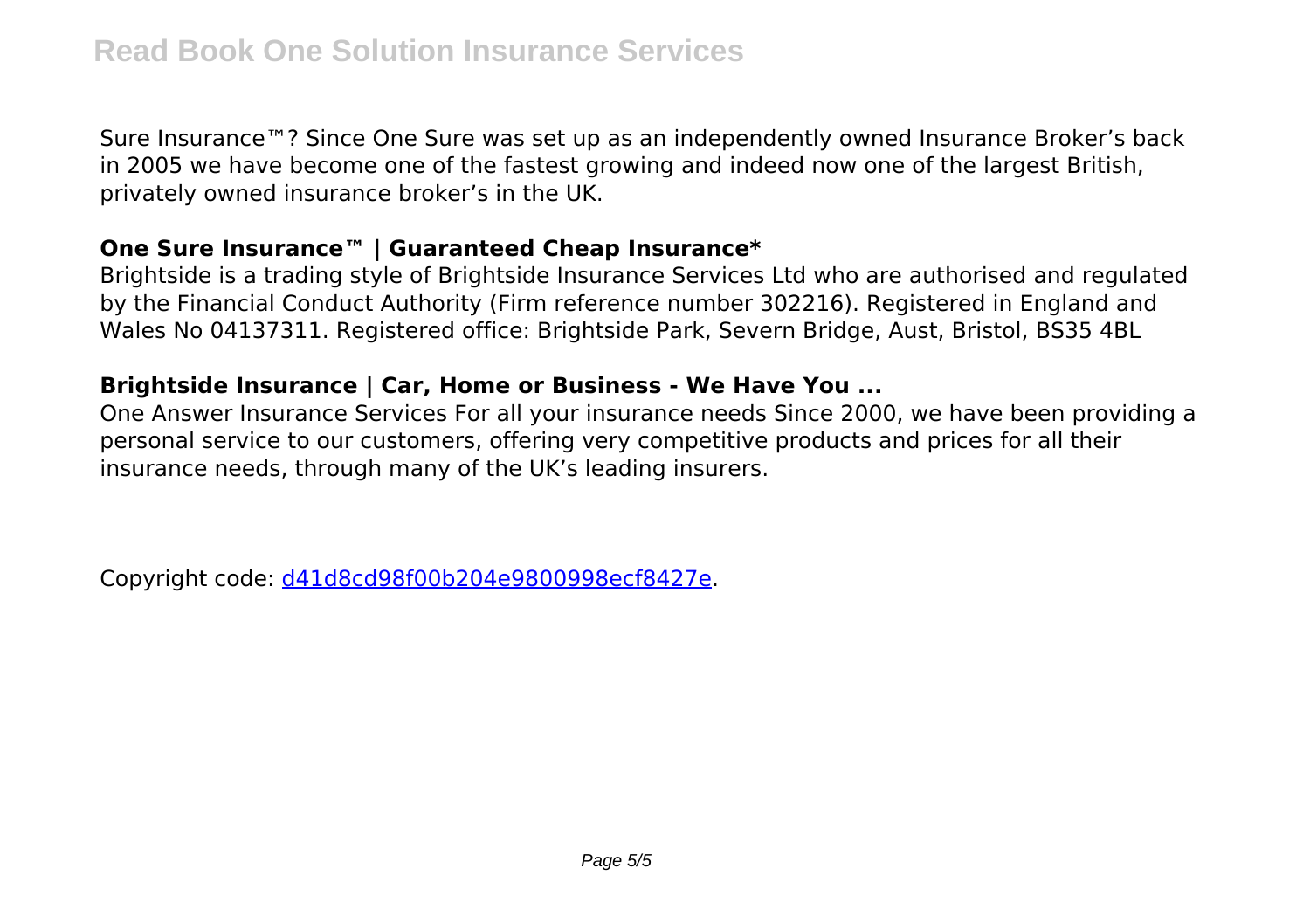Sure Insurance™? Since One Sure was set up as an independently owned Insurance Broker's back in 2005 we have become one of the fastest growing and indeed now one of the largest British, privately owned insurance broker's in the UK.

**One Sure Insurance™ | Guaranteed Cheap Insurance***

Brightside is a trading style of Brightside Insurance Services Ltd who are authorised and regulated by the Financial Conduct Authority (Firm reference number 302216). Registered in England and Wales No 04137311. Registered office: Brightside Park, Severn Bridge, Aust, Bristol, BS35 4BL

**Brightside Insurance | Car, Home or Business - We Have You ...**

One Answer Insurance Services For all your insurance needs Since 2000, we have been providing a personal service to our customers, offering very competitive products and prices for all their insurance needs, through many of the UK's leading insurers.

Copyright code: d41d8cd98f00b204e9800998ecf8427e.